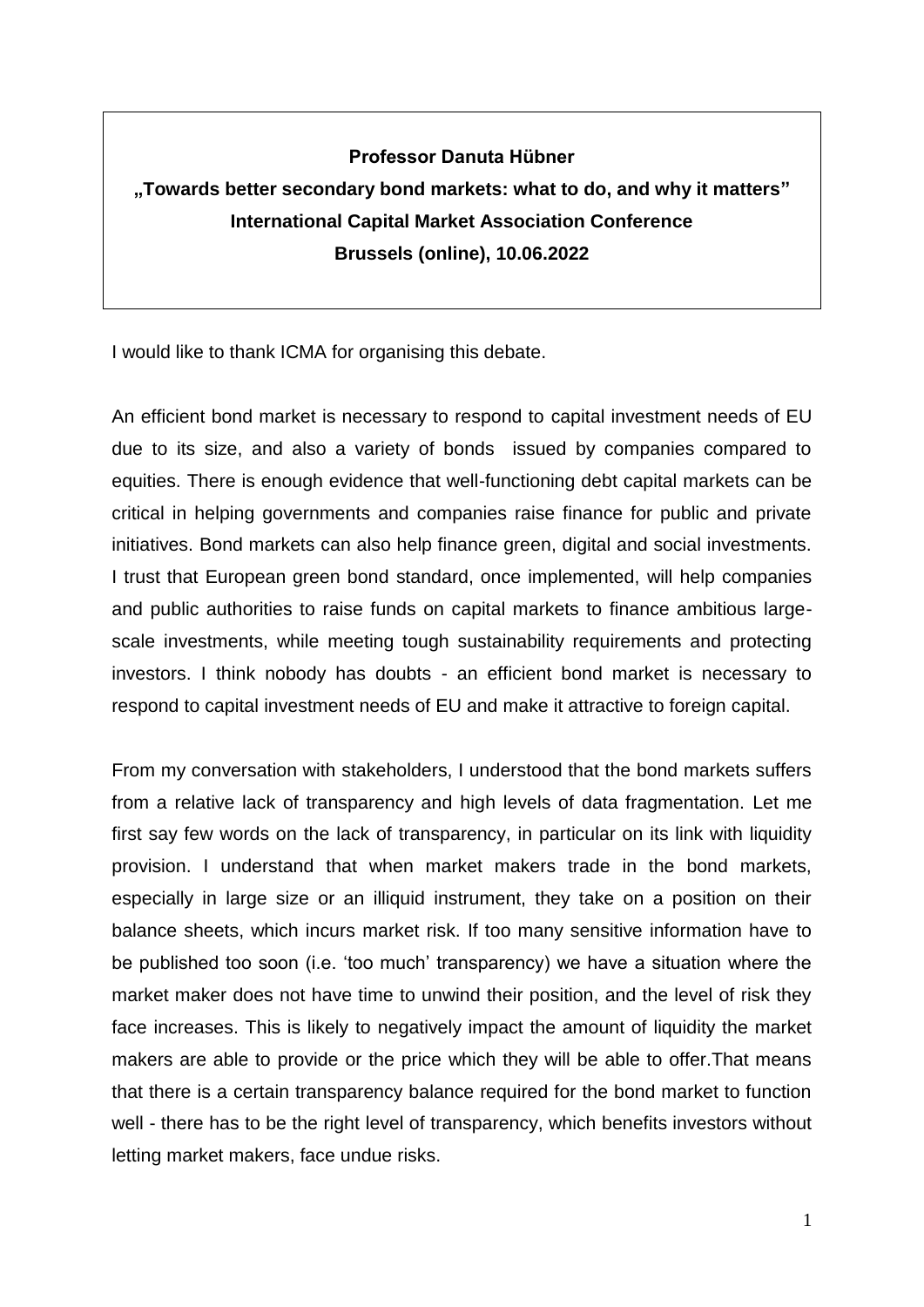**Professor Danuta Hübner**

**„Towards better secondary bond markets: what to do, and why it matters"**

**International Capital Market Association Conference**

**Brussels (online), 10.06.2022**

I would like to thank ICMA for organising this debate.

An efficient bond market is necessary to respond to capital investment needs of EU due to its size, and also a variety of bonds issued by companies compared to equities. There is enough evidence that well-functioning debt capital markets can be critical in helping governments and companies raise finance for public and private initiatives. Bond markets can also help finance green, digital and social investments. I trust that European green bond standard, once implemented, will help companies and public authorities to raise funds on capital markets to finance ambitious large-scale investments, while meeting tough sustainability requirements and protecting investors. I think nobody has doubts - an efficient bond market is necessary to respond to capital investment needs of EU and make it attractive to foreign capital.

From my conversation with stakeholders, I understood that the bond markets suffers from a relative lack of transparency and high levels of data fragmentation. Let me first say few words on the lack of transparency, in particular on its link with liquidity provision. I understand that when market makers trade in the bond markets, especially in large size or an illiquid instrument, they take on a position on their balance sheets, which incurs market risk. If too many sensitive information have to be published too soon (i.e. 'too much' transparency) we have a situation where the market maker does not have time to unwind their position, and the level of risk they face increases. This is likely to negatively impact the amount of liquidity the market makers are able to provide or the price which they will be able to offer.That means that there is a certain transparency balance required for the bond market to function well - there has to be the right level of transparency, which benefits investors without letting market makers, face undue risks.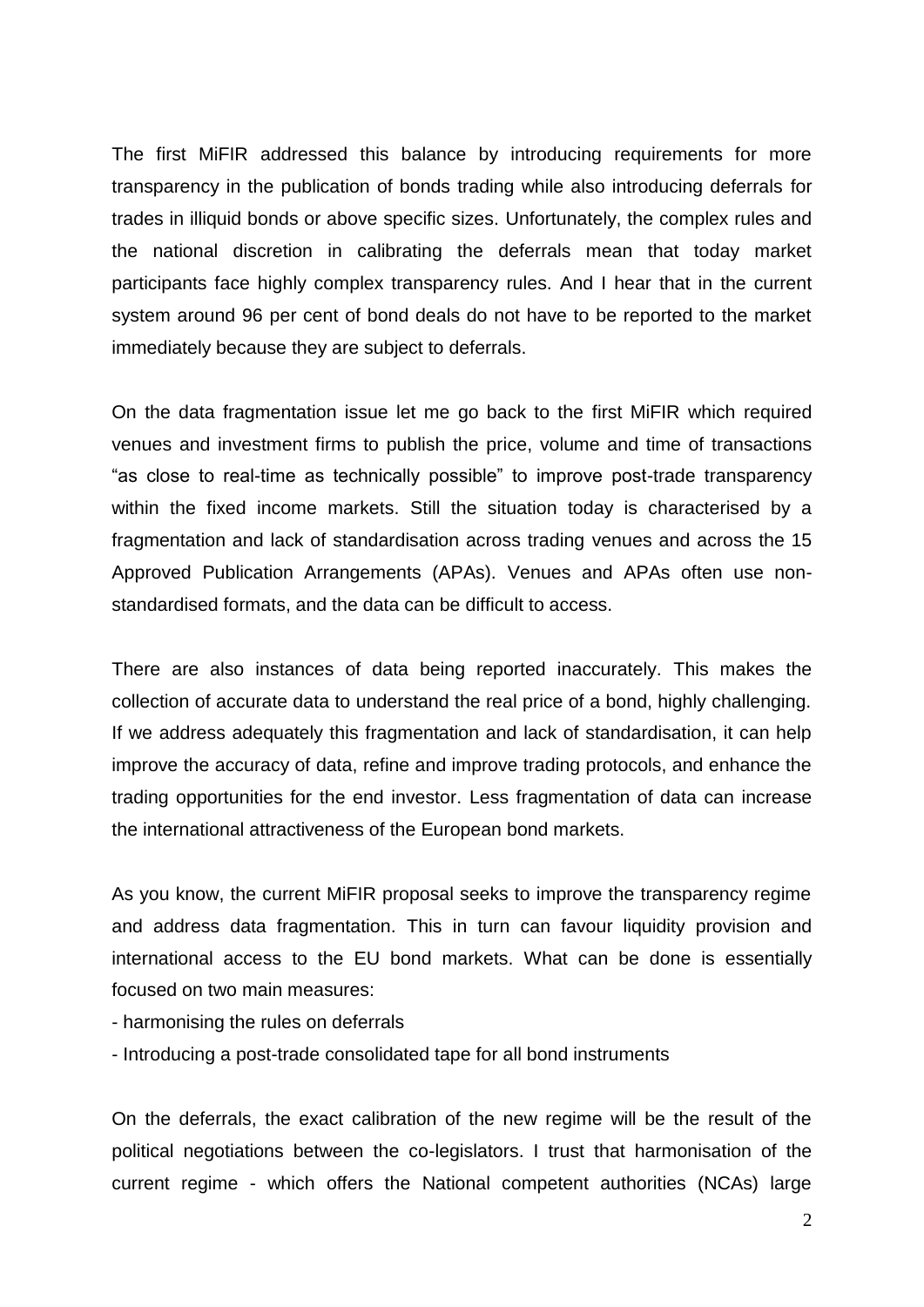The first MiFIR addressed this balance by introducing requirements for more transparency in the publication of bonds trading while also introducing deferrals for trades in illiquid bonds or above specific sizes. Unfortunately, the complex rules and the national discretion in calibrating the deferrals mean that today market participants face highly complex transparency rules. And I hear that in the current system around 96 per cent of bond deals do not have to be reported to the market immediately because they are subject to deferrals.

On the data fragmentation issue let me go back to the first MiFIR which required venues and investment firms to publish the price, volume and time of transactions "as close to real-time as technically possible" to improve post-trade transparency within the fixed income markets. Still the situation today is characterised by a fragmentation and lack of standardisation across trading venues and across the 15 Approved Publication Arrangements (APAs). Venues and APAs often use non-standardised formats, and the data can be difficult to access.

There are also instances of data being reported inaccurately. This makes the collection of accurate data to understand the real price of a bond, highly challenging. If we address adequately this fragmentation and lack of standardisation, it can help improve the accuracy of data, refine and improve trading protocols, and enhance the trading opportunities for the end investor. Less fragmentation of data can increase the international attractiveness of the European bond markets.

As you know, the current MiFIR proposal seeks to improve the transparency regime and address data fragmentation. This in turn can favour liquidity provision and international access to the EU bond markets. What can be done is essentially focused on two main measures:

- harmonising the rules on deferrals
- Introducing a post-trade consolidated tape for all bond instruments

On the deferrals, the exact calibration of the new regime will be the result of the political negotiations between the co-legislators. I trust that harmonisation of the current regime - which offers the National competent authorities (NCAs) large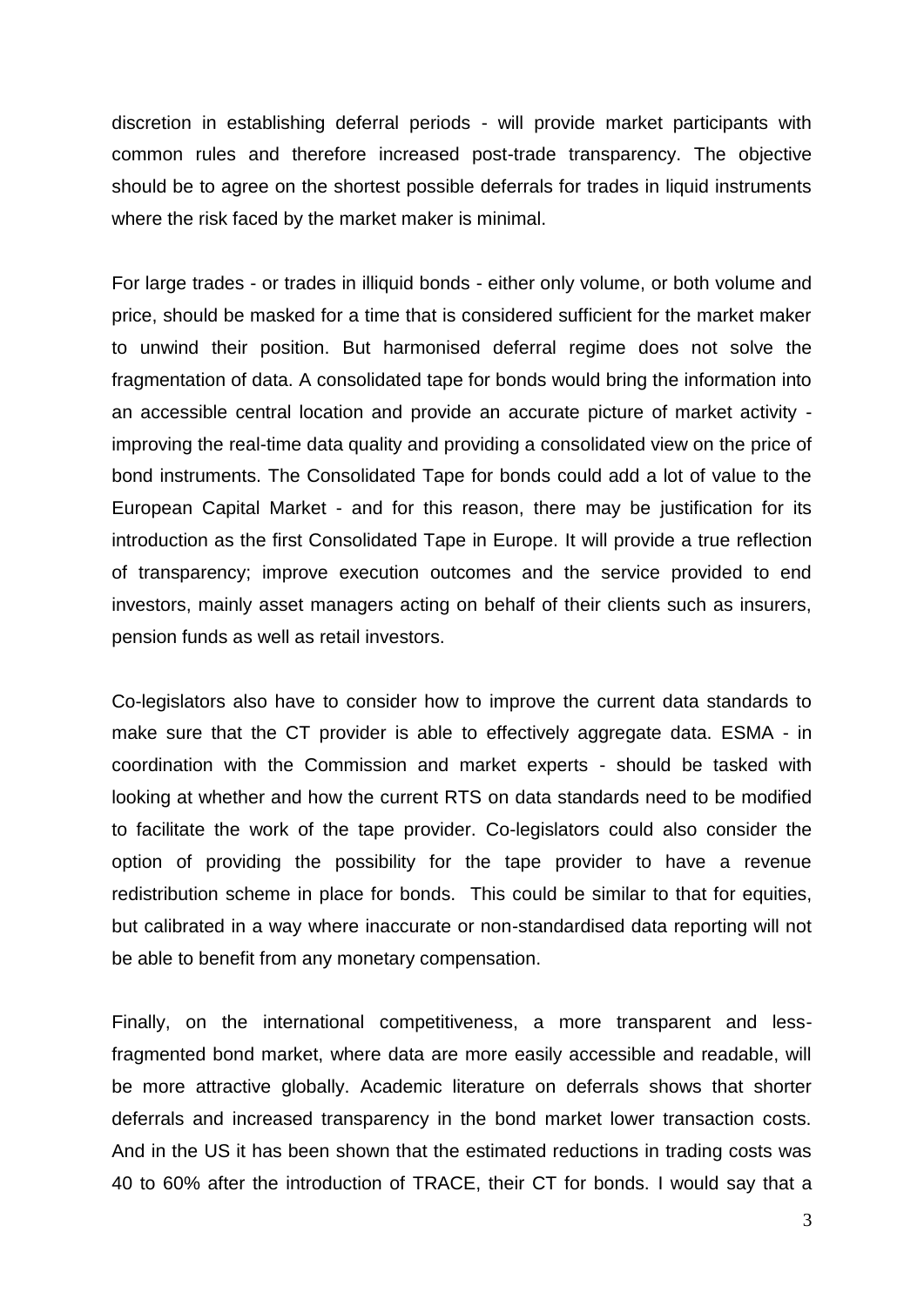discretion in establishing deferral periods - will provide market participants with common rules and therefore increased post-trade transparency. The objective should be to agree on the shortest possible deferrals for trades in liquid instruments where the risk faced by the market maker is minimal.

For large trades - or trades in illiquid bonds - either only volume, or both volume and price, should be masked for a time that is considered sufficient for the market maker to unwind their position. But harmonised deferral regime does not solve the fragmentation of data. A consolidated tape for bonds would bring the information into an accessible central location and provide an accurate picture of market activity - improving the real-time data quality and providing a consolidated view on the price of bond instruments. The Consolidated Tape for bonds could add a lot of value to the European Capital Market - and for this reason, there may be justification for its introduction as the first Consolidated Tape in Europe. It will provide a true reflection of transparency; improve execution outcomes and the service provided to end investors, mainly asset managers acting on behalf of their clients such as insurers, pension funds as well as retail investors.

Co-legislators also have to consider how to improve the current data standards to make sure that the CT provider is able to effectively aggregate data. ESMA - in coordination with the Commission and market experts - should be tasked with looking at whether and how the current RTS on data standards need to be modified to facilitate the work of the tape provider. Co-legislators could also consider the option of providing the possibility for the tape provider to have a revenue redistribution scheme in place for bonds. This could be similar to that for equities, but calibrated in a way where inaccurate or non-standardised data reporting will not be able to benefit from any monetary compensation.

Finally, on the international competitiveness, a more transparent and less-fragmented bond market, where data are more easily accessible and readable, will be more attractive globally. Academic literature on deferrals shows that shorter deferrals and increased transparency in the bond market lower transaction costs. And in the US it has been shown that the estimated reductions in trading costs was 40 to 60% after the introduction of TRACE, their CT for bonds. I would say that a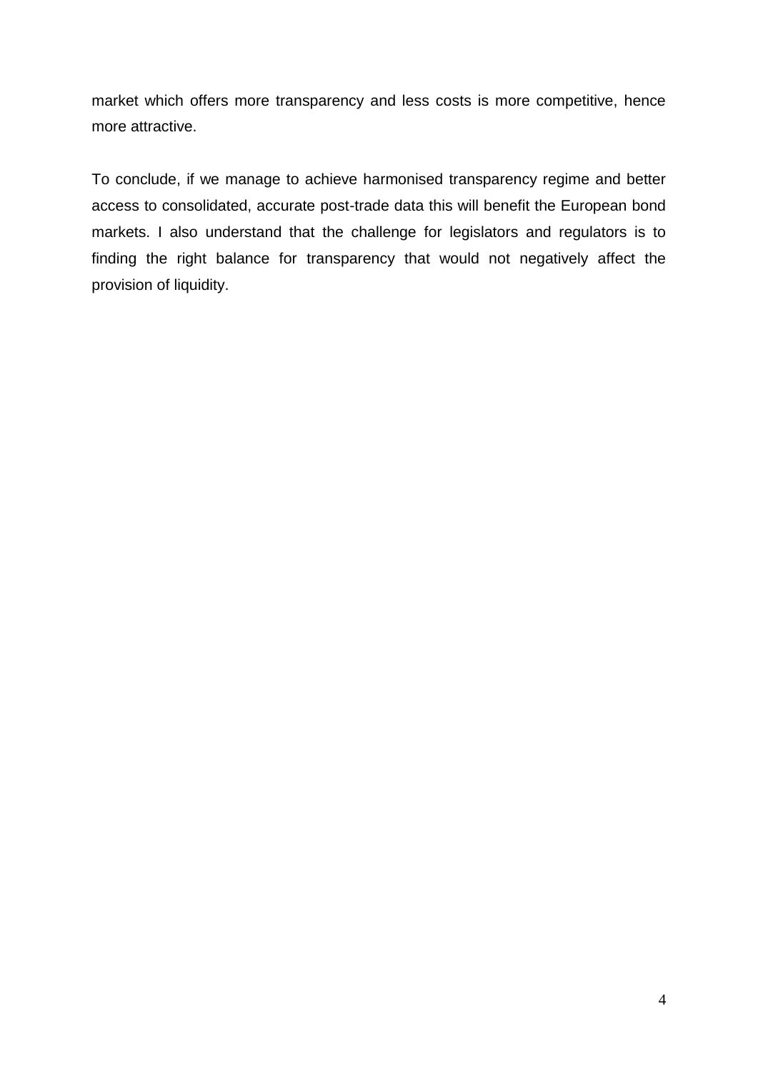market which offers more transparency and less costs is more competitive, hence more attractive.

To conclude, if we manage to achieve harmonised transparency regime and better access to consolidated, accurate post-trade data this will benefit the European bond markets. I also understand that the challenge for legislators and regulators is to finding the right balance for transparency that would not negatively affect the provision of liquidity.